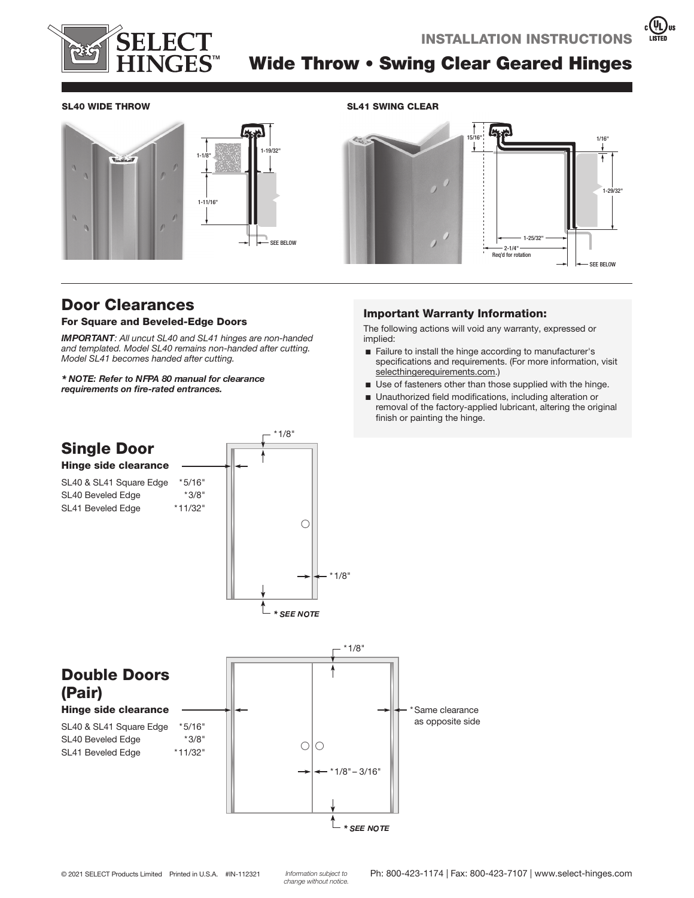# INSTALLATION INSTRUCTIONS

# Wide Throw • Swing Clear Geared Hinges

**SL40 WIDE THROW**

**SL41 SWING CLEAR**

## Door Clearances

### For Square and Beveled-Edge Doors

***IMPORTANT**: All uncut SL40 and SL41 hinges are non-handed and templated. Model SL40 remains non-handed after cutting. Model SL41 becomes handed after cutting.*

***\* NOTE: Refer to NFPA 80 manual for clearance requirements on fire-rated entrances.***

### Important Warranty Information:

The following actions will void any warranty, expressed or implied:

- Failure to install the hinge according to manufacturer's specifications and requirements. (For more information, visit selecthingerequirements.com.)
- Use of fasteners other than those supplied with the hinge.
- Unauthorized field modifications, including alteration or removal of the factory-applied lubricant, altering the original finish or painting the hinge.

## Single Door

### Hinge side clearance

| | |
|---|---|
| SL40 & SL41 Square Edge | *5/16" |
| SL40 Beveled Edge | *3/8" |
| SL41 Beveled Edge | *11/32" |

*1/8" (top)

*1/8" (latch side)

*** SEE NOTE** (bottom)

## Double Doors (Pair)

### Hinge side clearance

| | |
|---|---|
| SL40 & SL41 Square Edge | *5/16" |
| SL40 Beveled Edge | *3/8" |
| SL41 Beveled Edge | *11/32" |

*1/8" (top)

*Same clearance as opposite side

*1/8" – 3/16" (between doors)

*** SEE NOTE** (bottom)

© 2021 SELECT Products Limited Printed in U.S.A. #IN-112321 *Information subject to change without notice.* Ph: 800-423-1174 | Fax: 800-423-7107 | www.select-hinges.com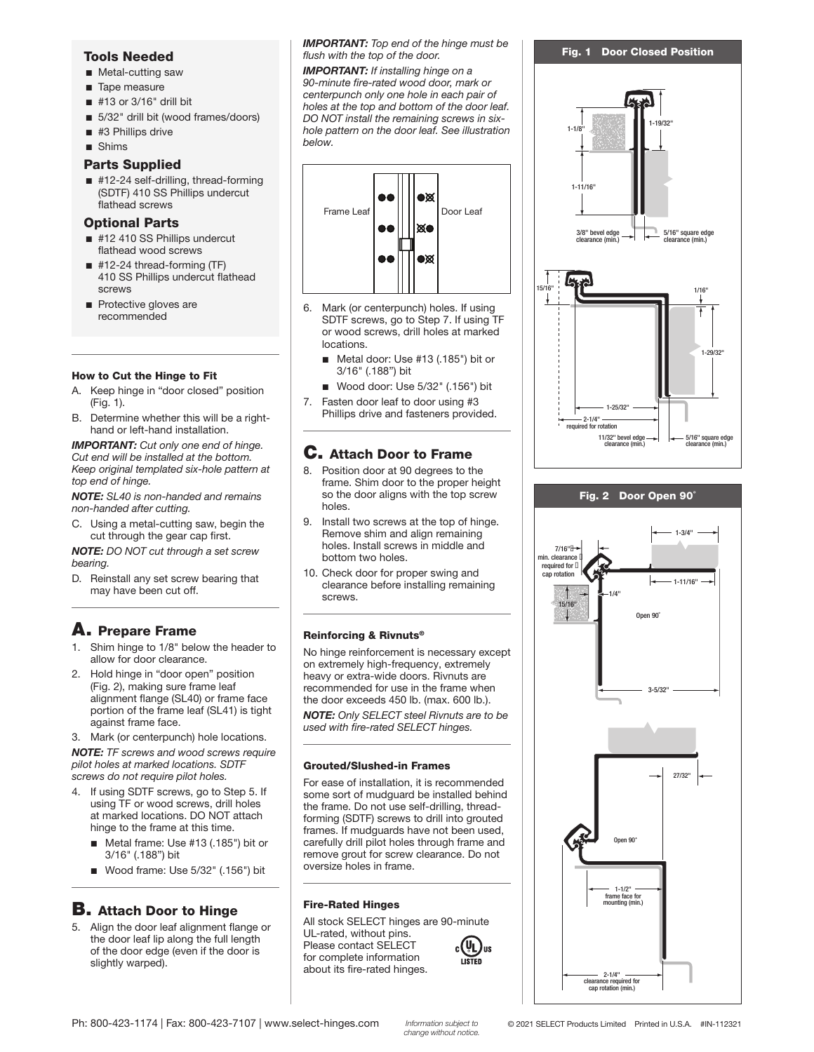### Tools Needed

- Metal-cutting saw
- Tape measure
- #13 or 3/16" drill bit
- 5/32" drill bit (wood frames/doors)
- #3 Phillips drive
- Shims

### Parts Supplied

- #12-24 self-drilling, thread-forming (SDTF) 410 SS Phillips undercut flathead screws

### Optional Parts

- #12 410 SS Phillips undercut flathead wood screws
- #12-24 thread-forming (TF) 410 SS Phillips undercut flathead screws
- Protective gloves are recommended

#### How to Cut the Hinge to Fit

A. Keep hinge in "door closed" position (Fig. 1).

B. Determine whether this will be a right-hand or left-hand installation.

***IMPORTANT:*** *Cut only one end of hinge. Cut end will be installed at the bottom. Keep original templated six-hole pattern at top end of hinge.*

***NOTE:*** *SL40 is non-handed and remains non-handed after cutting.*

C. Using a metal-cutting saw, begin the cut through the gear cap first.

***NOTE:*** *DO NOT cut through a set screw bearing.*

D. Reinstall any set screw bearing that may have been cut off.

## A. Prepare Frame

1. Shim hinge to 1/8" below the header to allow for door clearance.
2. Hold hinge in "door open" position (Fig. 2), making sure frame leaf alignment flange (SL40) or frame face portion of the frame leaf (SL41) is tight against frame face.
3. Mark (or centerpunch) hole locations.

***NOTE:*** *TF screws and wood screws require pilot holes at marked locations. SDTF screws do not require pilot holes.*

4. If using SDTF screws, go to Step 5. If using TF or wood screws, drill holes at marked locations. DO NOT attach hinge to the frame at this time.
   - Metal frame: Use #13 (.185") bit or 3/16" (.188") bit
   - Wood frame: Use 5/32" (.156") bit

## B. Attach Door to Hinge

5. Align the door leaf alignment flange or the door leaf lip along the full length of the door edge (even if the door is slightly warped).

***IMPORTANT:*** *Top end of the hinge must be flush with the top of the door.*

***IMPORTANT:*** *If installing hinge on a 90-minute fire-rated wood door, mark or centerpunch only one hole in each pair of holes at the top and bottom of the door leaf. DO NOT install the remaining screws in six-hole pattern on the door leaf. See illustration below.*

Frame Leaf

Door Leaf

6. Mark (or centerpunch) holes. If using SDTF screws, go to Step 7. If using TF or wood screws, drill holes at marked locations.
   - Metal door: Use #13 (.185") bit or 3/16" (.188") bit
   - Wood door: Use 5/32" (.156") bit
7. Fasten door leaf to door using #3 Phillips drive and fasteners provided.

## C. Attach Door to Frame

8. Position door at 90 degrees to the frame. Shim door to the proper height so the door aligns with the top screw holes.
9. Install two screws at the top of hinge. Remove shim and align remaining holes. Install screws in middle and bottom two holes.
10. Check door for proper swing and clearance before installing remaining screws.

#### Reinforcing & Rivnuts®

No hinge reinforcement is necessary except on extremely high-frequency, extremely heavy or extra-wide doors. Rivnuts are recommended for use in the frame when the door exceeds 450 lb. (max. 600 lb.).

***NOTE:*** *Only SELECT steel Rivnuts are to be used with fire-rated SELECT hinges.*

#### Grouted/Slushed-in Frames

For ease of installation, it is recommended some sort of mudguard be installed behind the frame. Do not use self-drilling, thread-forming (SDTF) screws to drill into grouted frames. If mudguards have not been used, carefully drill pilot holes through frame and remove grout for screw clearance. Do not oversize holes in frame.

#### Fire-Rated Hinges

All stock SELECT hinges are 90-minute UL-rated, without pins. Please contact SELECT for complete information about its fire-rated hinges.

c UL us LISTED

**Fig. 1 Door Closed Position**

1-1/8"
1-19/32"
1-11/16"
3/8" bevel edge clearance (min.)
5/16" square edge clearance (min.)

15/16"
1/16"
1-29/32"
1-25/32"
2-1/4" required for rotation
11/32" bevel edge clearance (min.)
5/16" square edge clearance (min.)

**Fig. 2 Door Open 90˚**

1-3/4"
7/16" min. clearance required for cap rotation
1-11/16"
1/4"
15/16"
Open 90˚
3-5/32"

27/32"
Open 90˚
1-1/2" frame face for mounting (min.)
2-1/4" clearance required for cap rotation (min.)

Ph: 800-423-1174 | Fax: 800-423-7107 | www.select-hinges.com

*Information subject to change without notice.*

© 2021 SELECT Products Limited Printed in U.S.A. #IN-112321